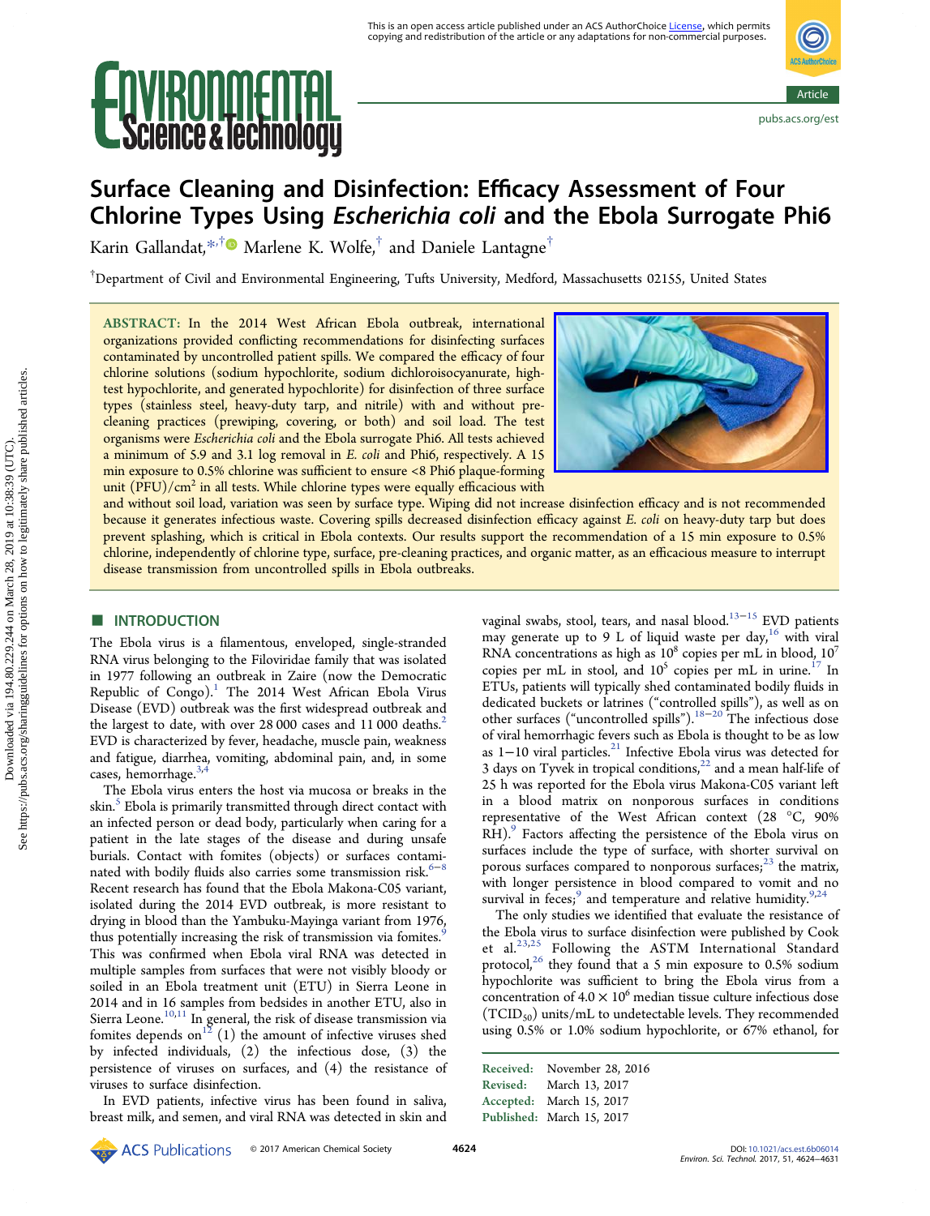# Surface Cleaning and Disinfection: Efficacy Assessment of Four Chlorine Types Using *Escherichia coli* and the Ebola Surrogate Phi6

Karin Gallandat,[*,†] Marlene K. Wolfe,[†] and Daniele Lantagne[†]

[†]Department of Civil and Environmental Engineering, Tufts University, Medford, Massachusetts 02155, United States

**ABSTRACT:** In the 2014 West African Ebola outbreak, international organizations provided conflicting recommendations for disinfecting surfaces contaminated by uncontrolled patient spills. We compared the efficacy of four chlorine solutions (sodium hypochlorite, sodium dichloroisocyanurate, high-test hypochlorite, and generated hypochlorite) for disinfection of three surface types (stainless steel, heavy-duty tarp, and nitrile) with and without pre-cleaning practices (prewiping, covering, or both) and soil load. The test organisms were *Escherichia coli* and the Ebola surrogate Phi6. All tests achieved a minimum of 5.9 and 3.1 log removal in *E. coli* and Phi6, respectively. A 15 min exposure to 0.5% chlorine was sufficient to ensure <8 Phi6 plaque-forming unit (PFU)/$cm^2$ in all tests. While chlorine types were equally efficacious with and without soil load, variation was seen by surface type. Wiping did not increase disinfection efficacy and is not recommended because it generates infectious waste. Covering spills decreased disinfection efficacy against *E. coli* on heavy-duty tarp but does prevent splashing, which is critical in Ebola contexts. Our results support the recommendation of a 15 min exposure to 0.5% chlorine, independently of chlorine type, surface, pre-cleaning practices, and organic matter, as an efficacious measure to interrupt disease transmission from uncontrolled spills in Ebola outbreaks.

## ■ INTRODUCTION

The Ebola virus is a filamentous, enveloped, single-stranded RNA virus belonging to the Filoviridae family that was isolated in 1977 following an outbreak in Zaire (now the Democratic Republic of Congo).[1] The 2014 West African Ebola Virus Disease (EVD) outbreak was the first widespread outbreak and the largest to date, with over 28 000 cases and 11 000 deaths.[2] EVD is characterized by fever, headache, muscle pain, weakness and fatigue, diarrhea, vomiting, abdominal pain, and, in some cases, hemorrhage.[3,4]

The Ebola virus enters the host via mucosa or breaks in the skin.[5] Ebola is primarily transmitted through direct contact with an infected person or dead body, particularly when caring for a patient in the late stages of the disease and during unsafe burials. Contact with fomites (objects) or surfaces contaminated with bodily fluids also carries some transmission risk.[6−8] Recent research has found that the Ebola Makona-C05 variant, isolated during the 2014 EVD outbreak, is more resistant to drying in blood than the Yambuku-Mayinga variant from 1976, thus potentially increasing the risk of transmission via fomites.[9] This was confirmed when Ebola viral RNA was detected in multiple samples from surfaces that were not visibly bloody or soiled in an Ebola treatment unit (ETU) in Sierra Leone in 2014 and in 16 samples from bedsides in another ETU, also in Sierra Leone.[10,11] In general, the risk of disease transmission via fomites depends on[12] (1) the amount of infective viruses shed by infected individuals, (2) the infectious dose, (3) the persistence of viruses on surfaces, and (4) the resistance of viruses to surface disinfection.

In EVD patients, infective virus has been found in saliva, breast milk, and semen, and viral RNA was detected in skin and vaginal swabs, stool, tears, and nasal blood.[13−15] EVD patients may generate up to 9 L of liquid waste per day,[16] with viral RNA concentrations as high as $10^8$ copies per mL in blood, $10^7$ copies per mL in stool, and $10^5$ copies per mL in urine.[17] In ETUs, patients will typically shed contaminated bodily fluids in dedicated buckets or latrines ("controlled spills"), as well as on other surfaces ("uncontrolled spills").[18−20] The infectious dose of viral hemorrhagic fevers such as Ebola is thought to be as low as 1−10 viral particles.[21] Infective Ebola was detected for 3 days on Tyvek in tropical conditions,[22] and a mean half-life of 25 h was reported for the Ebola virus Makona-C05 variant left in a blood matrix on nonporous surfaces in conditions representative of the West African context (28 °C, 90% RH).[9] Factors affecting the persistence of the Ebola virus on surfaces include the type of surface, with shorter survival on porous surfaces compared to nonporous surfaces;[23] the matrix, with longer persistence in blood compared to vomit and no survival in feces;[9] and temperature and relative humidity.[9,24]

The only studies we identified that evaluate the resistance of the Ebola virus to surface disinfection were published by Cook et al.[23,25] Following the ASTM International Standard protocol,[26] they found that a 5 min exposure to 0.5% sodium hypochlorite was sufficient to bring the Ebola virus from a concentration of $4.0 \times 10^6$ median tissue culture infectious dose ($TCID_{50}$) units/mL to undetectable levels. They recommended using 0.5% or 1.0% sodium hypochlorite, or 67% ethanol, for

Received: November 28, 2016
Revised: March 13, 2017
Accepted: March 15, 2017
Published: March 15, 2017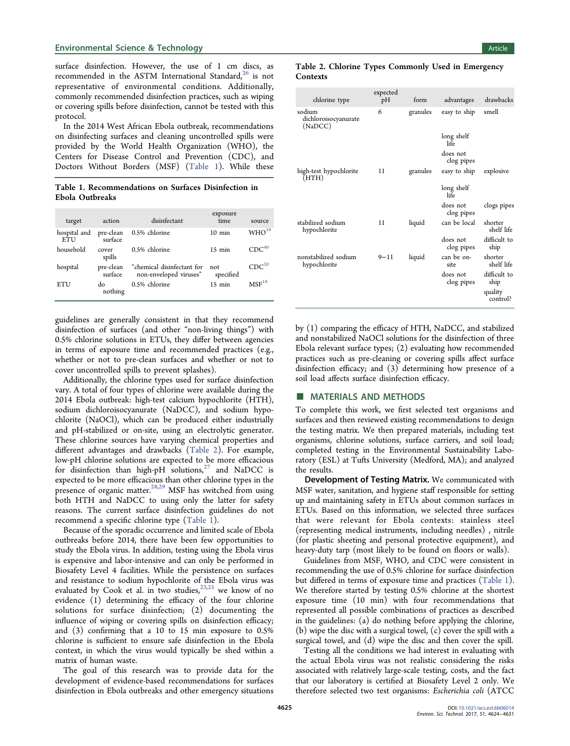surface disinfection. However, the use of 1 cm discs, as recommended in the ASTM International Standard,[26] is not representative of environmental conditions. Additionally, commonly recommended disinfection practices, such as wiping or covering spills before disinfection, cannot be tested with this protocol.

In the 2014 West African Ebola outbreak, recommendations on disinfecting surfaces and cleaning uncontrolled spills were provided by the World Health Organization (WHO), the Centers for Disease Control and Prevention (CDC), and Doctors Without Borders (MSF) (Table 1). While these guidelines are generally consistent in that they recommend disinfection of surfaces (and other "non-living things") with 0.5% chlorine solutions in ETUs, they differ between agencies in terms of exposure time and recommended practices (e.g., whether or not to pre-clean surfaces and whether or not to cover uncontrolled spills to prevent splashes).

**Table 1. Recommendations on Surfaces Disinfection in Ebola Outbreaks**

| target | action | disinfectant | exposure time | source |
|---|---|---|---|---|
| hospital and ETU | pre-clean surface | 0.5% chlorine | 10 min | WHO[19] |
| household | cover spills | 0.5% chlorine | 15 min | CDC[40] |
| hospital | pre-clean surface | "chemical disinfectant for non-enveloped viruses" | not specified | CDC[20] |
| ETU | do nothing | 0.5% chlorine | 15 min | MSF[18] |

Additionally, the chlorine types used for surface disinfection vary. A total of four types of chlorine were available during the 2014 Ebola outbreak: high-test calcium hypochlorite (HTH), sodium dichloroisocyanurate (NaDCC), and sodium hypochlorite (NaOCl), which can be produced either industrially and pH-stabilized or on-site, using an electrolytic generator. These chlorine sources have varying chemical properties and different advantages and drawbacks (Table 2). For example, low-pH chlorine solutions are expected to be more efficacious for disinfection than high-pH solutions,[27] and NaDCC is expected to be more efficacious than other chlorine types in the presence of organic matter.[28,29] MSF has switched from using both HTH and NaDCC to using only the latter for safety reasons. The current surface disinfection guidelines do not recommend a specific chlorine type (Table 1).

Because of the sporadic occurrence and limited scale of Ebola outbreaks before 2014, there have been few opportunities to study the Ebola virus. In addition, testing using the Ebola virus is expensive and labor-intensive and can only be performed in Biosafety Level 4 facilities. While the persistence on surfaces and resistance to sodium hypochlorite of the Ebola virus was evaluated by Cook et al. in two studies,[23,25] we know of no evidence (1) determining the efficacy of the four chlorine solutions for surface disinfection; (2) documenting the influence of wiping or covering spills on disinfection efficacy; and (3) confirming that a 10 to 15 min exposure to 0.5% chlorine is sufficient to ensure safe disinfection in the Ebola context, in which the virus would typically be shed within a matrix of human waste.

The goal of this research was to provide data for the development of evidence-based recommendations for surfaces disinfection in Ebola outbreaks and other emergency situations by (1) comparing the efficacy of HTH, NaDCC, and stabilized and nonstabilized NaOCl solutions for the disinfection of three Ebola relevant surface types; (2) evaluating how recommended practices such as pre-cleaning or covering spills affect surface disinfection efficacy; and (3) determining how presence of a soil load affects surface disinfection efficacy.

**Table 2. Chlorine Types Commonly Used in Emergency Contexts**

| chlorine type | expected pH | form | advantages | drawbacks |
|---|---|---|---|---|
| sodium dichloroisocyanurate (NaDCC) | 6 | granules | easy to ship | smell |
| | | | long shelf life | |
| | | | does not clog pipes | |
| high-test hypochlorite (HTH) | 11 | granules | easy to ship | explosive |
| | | | long shelf life | |
| | | | does not clog pipes | clogs pipes |
| stabilized sodium hypochlorite | 11 | liquid | can be local | shorter shelf life |
| | | | does not clog pipes | difficult to ship |
| nonstabilized sodium hypochlorite | 9−11 | liquid | can be on-site | shorter shelf life |
| | | | does not clog pipes | difficult to ship |
| | | | | quality control? |

## MATERIALS AND METHODS

To complete this work, we first selected test organisms and surfaces and then reviewed existing recommendations to design the testing matrix. We then prepared materials, including test organisms, chlorine solutions, surface carriers, and soil load; completed testing in the Environmental Sustainability Laboratory (ESL) at Tufts University (Medford, MA); and analyzed the results.

**Development of Testing Matrix.** We communicated with MSF water, sanitation, and hygiene staff responsible for setting up and maintaining safety in ETUs about common surfaces in ETUs. Based on this information, we selected three surfaces that were relevant for Ebola contexts: stainless steel (representing medical instruments, including needles) , nitrile (for plastic sheeting and personal protective equipment), and heavy-duty tarp (most likely to be found on floors or walls).

Guidelines from MSF, WHO, and CDC were consistent in recommending the use of 0.5% chlorine for surface disinfection but differed in terms of exposure time and practices (Table 1). We therefore started by testing 0.5% chlorine at the shortest exposure time (10 min) with four recommendations that represented all possible combinations of practices as described in the guidelines: (a) do nothing before applying the chlorine, (b) wipe the disc with a surgical towel, (c) cover the spill with a surgical towel, and (d) wipe the disc and then cover the spill.

Testing all the conditions we had interest in evaluating with the actual Ebola virus was not realistic considering the risks associated with relatively large-scale testing, costs, and the fact that our laboratory is certified at Biosafety Level 2 only. We therefore selected two test organisms: *Escherichia coli* (ATCC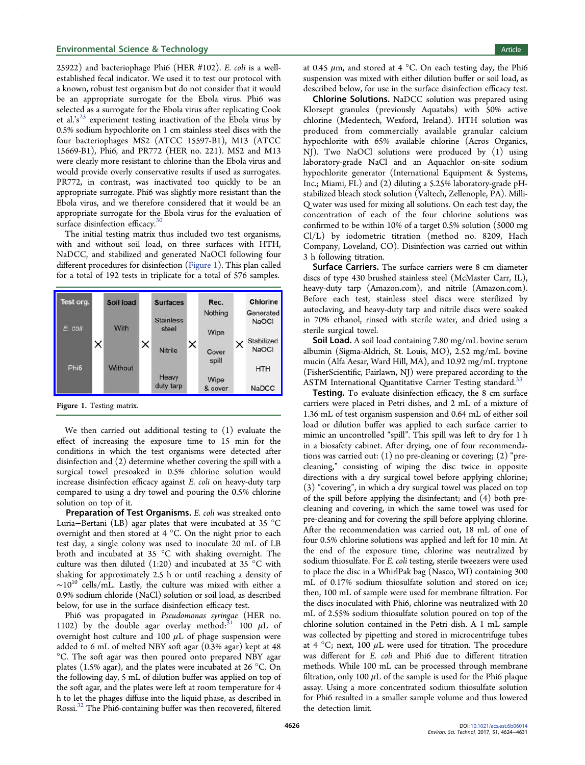25922) and bacteriophage Phi6 (HER #102). *E. coli* is a well-established fecal indicator. We used it to test our protocol with a known, robust test organism but do not consider that it would be an appropriate surrogate for the Ebola virus. Phi6 was selected as a surrogate for the Ebola virus after replicating Cook et al.'s[23] experiment testing inactivation of the Ebola virus by 0.5% sodium hypochlorite on 1 cm stainless steel discs with the four bacteriophages MS2 (ATCC 15597-B1), M13 (ATCC 15669-B1), Phi6, and PR772 (HER no. 221). MS2 and M13 were clearly more resistant to chlorine than the Ebola virus and would provide overly conservative results if used as surrogates. PR772, in contrast, was inactivated too quickly to be an appropriate surrogate. Phi6 was slightly more resistant than the Ebola virus, and we therefore considered that it would be an appropriate surrogate for the Ebola virus for the evaluation of surface disinfection efficacy.[30]

The initial testing matrix thus included two test organisms, with and without soil load, on three surfaces with HTH, NaDCC, and stabilized and generated NaOCl following four different procedures for disinfection (Figure 1). This plan called for a total of 192 tests in triplicate for a total of 576 samples.

| Test org. | | Soil load | | Surfaces | | Rec. | | Chlorine |
|---|---|---|---|---|---|---|---|---|
| *E. coli* | × | With | × | Stainless steel | × | Nothing | × | Generated NaOCl |
| Phi6 | | Without | | Nitrile | | Wipe | | Stabilized NaOCl |
| | | | | Heavy duty tarp | | Cover spill | | HTH |
| | | | | | | Wipe & cover | | NaDCC |

Figure 1. Testing matrix.

We then carried out additional testing to (1) evaluate the effect of increasing the exposure time to 15 min for the conditions in which the test organisms were detected after disinfection and (2) determine whether covering the spill with a surgical towel presoaked in 0.5% chlorine solution would increase disinfection efficacy against *E. coli* on heavy-duty tarp compared to using a dry towel and pouring the 0.5% chlorine solution on top of it.

**Preparation of Test Organisms.** *E. coli* was streaked onto Luria–Bertani (LB) agar plates that were incubated at 35 °C overnight and then stored at 4 °C. On the night prior to each test day, a single colony was used to inoculate 20 mL of LB broth and incubated at 35 °C with shaking overnight. The culture was then diluted (1:20) and incubated at 35 °C with shaking for approximately 2.5 h or until reaching a density of $\sim 10^{10}$ cells/mL. Lastly, the culture was mixed with either a 0.9% sodium chloride (NaCl) solution or soil load, as described below, for use in the surface disinfection efficacy test.

Phi6 was propagated in *Pseudomonas syringae* (HER no. 1102) by the double agar overlay method:[31] 100 μL of overnight host culture and 100 μL of phage suspension were added to 6 mL of melted NBY soft agar (0.3% agar) kept at 48 °C. The soft agar was then poured onto prepared NBY agar plates (1.5% agar), and the plates were incubated at 26 °C. On the following day, 5 mL of dilution buffer was applied on top of the soft agar, and the plates were left at room temperature for 4 h to let the phages diffuse into the liquid phase, as described in Rossi.[32] The Phi6-containing buffer was then recovered, filtered at 0.45 μm, and stored at 4 °C. On each testing day, the Phi6 suspension was mixed with either dilution buffer or soil load, as described below, for use in the surface disinfection efficacy test.

**Chlorine Solutions.** NaDCC solution was prepared using Klorsept granules (previously Aquatabs) with 50% active chlorine (Medentech, Wexford, Ireland). HTH solution was produced from commercially available granular calcium hypochlorite with 65% available chlorine (Acros Organics, NJ). Two NaOCl solutions were produced by (1) using laboratory-grade NaCl and an Aquachlor on-site sodium hypochlorite generator (International Equipment & Systems, Inc.; Miami, FL) and (2) diluting a 5.25% laboratory-grade pH-stabilized bleach stock solution (Valtech, Zellenople, PA). Milli-Q water was used for mixing all solutions. On each test day, the concentration of each of the four chlorine solutions was confirmed to be within 10% of a target 0.5% solution (5000 mg Cl/L) by iodometric titration (method no. 8209, Hach Company, Loveland, CO). Disinfection was carried out within 3 h following titration.

**Surface Carriers.** The surface carriers were 8 cm diameter discs of type 430 brushed stainless steel (McMaster Carr, IL), heavy-duty tarp (Amazon.com), and nitrile (Amazon.com). Before each test, stainless steel discs were sterilized by autoclaving, and heavy-duty tarp and nitrile discs were soaked in 70% ethanol, rinsed with sterile water, and dried using a sterile surgical towel.

**Soil Load.** A soil load containing 7.80 mg/mL bovine serum albumin (Sigma-Aldrich, St. Louis, MO), 2.52 mg/mL bovine mucin (Alfa Aesar, Ward Hill, MA), and 10.92 mg/mL tryptone (FisherScientific, Fairlawn, NJ) were prepared according to the ASTM International Quantitative Carrier Testing standard.[33]

**Testing.** To evaluate disinfection efficacy, the 8 cm surface carriers were placed in Petri dishes, and 2 mL of a mixture of 1.36 mL of test organism suspension and 0.64 mL of either soil load or dilution buffer was applied to each surface carrier to mimic an uncontrolled "spill". This spill was left to dry for 1 h in a biosafety cabinet. After drying, one of four recommendations was carried out: (1) no pre-cleaning or covering; (2) "pre-cleaning," consisting of wiping the disc twice in opposite directions with a dry surgical towel before applying chlorine; (3) "covering", in which a dry surgical towel was placed on top of the spill before applying the disinfectant; and (4) both pre-cleaning and covering, in which the same towel was used for pre-cleaning and for covering the spill before applying chlorine. After the recommendation was carried out, 18 mL of one of four 0.5% chlorine solutions was applied and left for 10 min. At the end of the exposure time, chlorine was neutralized by sodium thiosulfate. For *E. coli* testing, sterile tweezers were used to place the disc in a WhirlPak bag (Nasco, WI) containing 300 mL of 0.17% sodium thiosulfate solution and stored on ice; then, 100 mL of sample were used for membrane filtration. For the discs inoculated with Phi6, chlorine was neutralized with 20 mL of 2.55% sodium thiosulfate solution poured on top of the chlorine solution contained in the Petri dish. A 1 mL sample was collected by pipetting and stored in microcentrifuge tubes at 4 °C; next, 100 μL were used for titration. The procedure was different for *E. coli* and Phi6 due to different titration methods. While 100 mL can be processed through membrane filtration, only 100 μL of the sample is used for the Phi6 plaque assay. Using a more concentrated sodium thiosulfate solution for Phi6 resulted in a smaller sample volume and thus lowered the detection limit.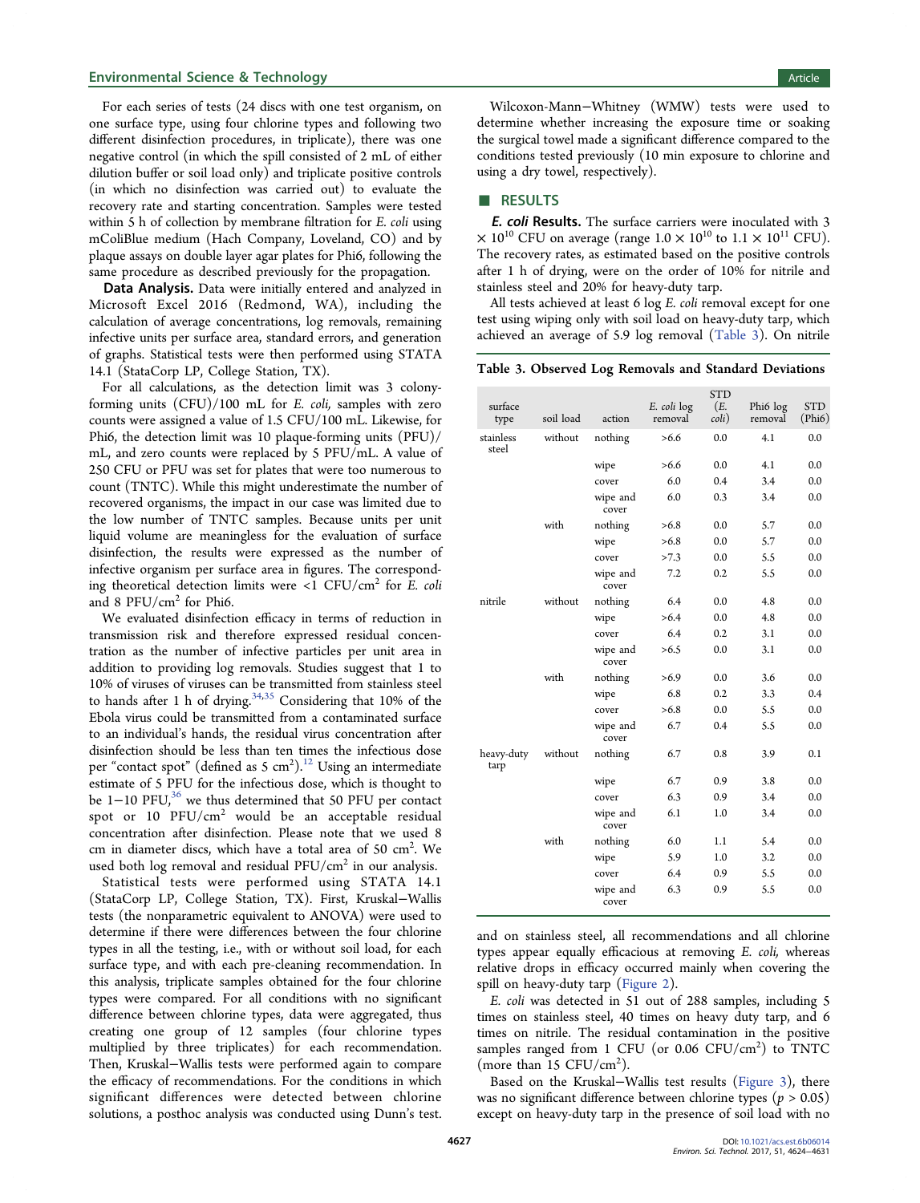For each series of tests (24 discs with one test organism, on one surface type, using four chlorine types and following two different disinfection procedures, in triplicate), there was one negative control (in which the spill consisted of 2 mL of either dilution buffer or soil load only) and triplicate positive controls (in which no disinfection was carried out) to evaluate the recovery rate and starting concentration. Samples were tested within 5 h of collection by membrane filtration for *E. coli* using mColiBlue medium (Hach Company, Loveland, CO) and by plaque assays on double layer agar plates for Phi6, following the same procedure as described previously for the propagation.

**Data Analysis.** Data were initially entered and analyzed in Microsoft Excel 2016 (Redmond, WA), including the calculation of average concentrations, log removals, remaining infective units per surface area, standard errors, and generation of graphs. Statistical tests were then performed using STATA 14.1 (StataCorp LP, College Station, TX).

For all calculations, as the detection limit was 3 colony-forming units (CFU)/100 mL for *E. coli*, samples with zero counts were assigned a value of 1.5 CFU/100 mL. Likewise, for Phi6, the detection limit was 10 plaque-forming units (PFU)/mL, and zero counts were replaced by 5 PFU/mL. A value of 250 CFU or PFU was set for plates that were too numerous to count (TNTC). While this might underestimate the number of recovered organisms, the impact in our case was limited due to the low number of TNTC samples. Because units per unit liquid volume are meaningless for the evaluation of surface disinfection, the results were expressed as the number of infective organism per surface area in figures. The corresponding theoretical detection limits were <1 CFU/cm$^2$ for *E. coli* and 8 PFU/cm$^2$ for Phi6.

We evaluated disinfection efficacy in terms of reduction in transmission risk and therefore expressed residual concentration as the number of infective particles per unit area in addition to providing log removals. Studies suggest that 1 to 10% of viruses of viruses can be transmitted from stainless steel to hands after 1 h of drying.[34,35] Considering that 10% of the Ebola virus could be transmitted from a contaminated surface to an individual's hands, the residual virus concentration after disinfection should be less than ten times the infectious dose per "contact spot" (defined as 5 cm$^2$).[12] Using an intermediate estimate of 5 PFU for the infectious dose, which is thought to be 1−10 PFU,[36] we thus determined that 50 PFU per contact spot or 10 PFU/cm$^2$ would be an acceptable residual concentration after disinfection. Please note that we used 8 cm in diameter discs, which have a total area of 50 cm$^2$. We used both log removal and residual PFU/cm$^2$ in our analysis.

Statistical tests were performed using STATA 14.1 (StataCorp LP, College Station, TX). First, Kruskal−Wallis tests (the nonparametric equivalent to ANOVA) were used to determine if there were differences between the four chlorine types in all the testing, i.e., with or without soil load, for each surface type, and with each pre-cleaning recommendation. In this analysis, triplicate samples obtained for the four chlorine types were compared. For all conditions with no significant difference between chlorine types, data were aggregated, thus creating one group of 12 samples (four chlorine types multiplied by three triplicates) for each recommendation. Then, Kruskal−Wallis tests were performed again to compare the efficacy of recommendations. For the conditions in which significant differences were detected between chlorine solutions, a posthoc analysis was conducted using Dunn's test.

Wilcoxon-Mann−Whitney (WMW) tests were used to determine whether increasing the exposure time or soaking the surgical towel made a significant difference compared to the conditions tested previously (10 min exposure to chlorine and using a dry towel, respectively).

## RESULTS

***E. coli* Results.** The surface carriers were inoculated with 3 × 10$^{10}$ CFU on average (range 1.0 × 10$^{10}$ to 1.1 × 10$^{11}$ CFU). The recovery rates, as estimated based on the positive controls after 1 h of drying, were on the order of 10% for nitrile and stainless steel and 20% for heavy-duty tarp.

All tests achieved at least 6 log *E. coli* removal except for one test using wiping only with soil load on heavy-duty tarp, which achieved an average of 5.9 log removal (Table 3). On nitrile and on stainless steel, all recommendations and all chlorine types appear equally efficacious at removing *E. coli*, whereas relative drops in efficacy occurred mainly when covering the spill on heavy-duty tarp (Figure 2).

**Table 3. Observed Log Removals and Standard Deviations**

| surface type | soil load | action | *E. coli* log removal | STD (*E. coli*) | Phi6 log removal | STD (Phi6) |
|---|---|---|---|---|---|---|
| stainless steel | without | nothing | >6.6 | 0.0 | 4.1 | 0.0 |
| | | wipe | >6.6 | 0.0 | 4.1 | 0.0 |
| | | cover | 6.0 | 0.4 | 3.4 | 0.0 |
| | | wipe and cover | 6.0 | 0.3 | 3.4 | 0.0 |
| | with | nothing | >6.8 | 0.0 | 5.7 | 0.0 |
| | | wipe | >6.8 | 0.0 | 5.7 | 0.0 |
| | | cover | >7.3 | 0.0 | 5.5 | 0.0 |
| | | wipe and cover | 7.2 | 0.2 | 5.5 | 0.0 |
| nitrile | without | nothing | 6.4 | 0.0 | 4.8 | 0.0 |
| | | wipe | >6.4 | 0.0 | 4.8 | 0.0 |
| | | cover | 6.4 | 0.2 | 3.1 | 0.0 |
| | | wipe and cover | >6.5 | 0.0 | 3.1 | 0.0 |
| | with | nothing | >6.9 | 0.0 | 3.6 | 0.0 |
| | | wipe | 6.8 | 0.2 | 3.3 | 0.4 |
| | | cover | >6.8 | 0.0 | 5.5 | 0.0 |
| | | wipe and cover | 6.7 | 0.4 | 5.5 | 0.0 |
| heavy-duty tarp | without | nothing | 6.7 | 0.8 | 3.9 | 0.1 |
| | | wipe | 6.7 | 0.9 | 3.8 | 0.0 |
| | | cover | 6.3 | 0.9 | 3.4 | 0.0 |
| | | wipe and cover | 6.1 | 1.0 | 3.4 | 0.0 |
| | with | nothing | 6.0 | 1.1 | 5.4 | 0.0 |
| | | wipe | 5.9 | 1.0 | 3.2 | 0.0 |
| | | cover | 6.4 | 0.9 | 5.5 | 0.0 |
| | | wipe and cover | 6.3 | 0.9 | 5.5 | 0.0 |

*E. coli* was detected in 51 out of 288 samples, including 5 times on stainless steel, 40 times on heavy duty tarp, and 6 times on nitrile. The residual contamination in the positive samples ranged from 1 CFU (or 0.06 CFU/cm$^2$) to TNTC (more than 15 CFU/cm$^2$).

Based on the Kruskal−Wallis test results (Figure 3), there was no significant difference between chlorine types ($p > 0.05$) except on heavy-duty tarp in the presence of soil load with no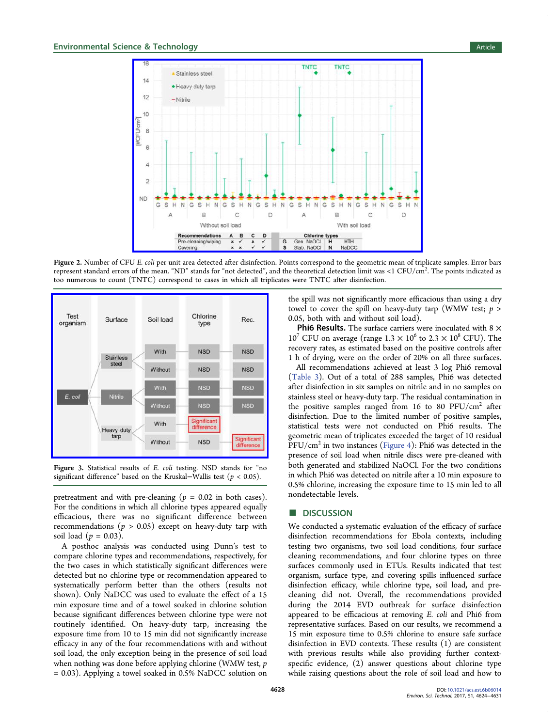**Figure 2.** Number of CFU *E. coli* per unit area detected after disinfection. Points correspond to the geometric mean of triplicate samples. Error bars represent standard errors of the mean. "ND" stands for "not detected", and the theoretical detection limit was <1 CFU/cm². The points indicated as too numerous to count (TNTC) correspond to cases in which all triplicates were TNTC after disinfection.

**Figure 3.** Statistical results of *E. coli* testing. NSD stands for "no significant difference" based on the Kruskal–Wallis test ($p < 0.05$).

pretreatment and with pre-cleaning ($p = 0.02$ in both cases). For the conditions in which all chlorine types appeared equally efficacious, there was no significant difference between recommendations ($p > 0.05$) except on heavy-duty tarp with soil load ($p = 0.03$).

A posthoc analysis was conducted using Dunn's test to compare chlorine types and recommendations, respectively, for the two cases in which statistically significant differences were detected but no chlorine type or recommendation appeared to systematically perform better than the others (results not shown). Only NaDCC was used to evaluate the effect of a 15 min exposure time and of a towel soaked in chlorine solution because significant differences between chlorine type were not routinely identified. On heavy-duty tarp, increasing the exposure time from 10 to 15 min did not significantly increase efficacy in any of the four recommendations with and without soil load, the only exception being in the presence of soil load when nothing was done before applying chlorine (WMW test, $p = 0.03$). Applying a towel soaked in 0.5% NaDCC solution on the spill was not significantly more efficacious than using a dry towel to cover the spill on heavy-duty tarp (WMW test; $p > 0.05$, both with and without soil load).

**Phi6 Results.** The surface carriers were inoculated with $8 \times 10^7$ CFU on average (range $1.3 \times 10^6$ to $2.3 \times 10^8$ CFU). The recovery rates, as estimated based on the positive controls after 1 h of drying, were on the order of 20% on all three surfaces.

All recommendations achieved at least 3 log Phi6 removal (Table 3). Out of a total of 288 samples, Phi6 was detected after disinfection in six samples on nitrile and in no samples on stainless steel or heavy-duty tarp. The residual contamination in the positive samples ranged from 16 to 80 PFU/cm² after disinfection. Due to the limited number of positive samples, statistical tests were not conducted on Phi6 results. The geometric mean of triplicates exceeded the target of 10 residual PFU/cm² in two instances (Figure 4): Phi6 was detected in the presence of soil load when nitrile discs were pre-cleaned with both generated and stabilized NaOCl. For the two conditions in which Phi6 was detected on nitrile after a 10 min exposure to 0.5% chlorine, increasing the exposure time to 15 min led to all nondetectable levels.

## DISCUSSION

We conducted a systematic evaluation of the efficacy of surface disinfection recommendations for Ebola contexts, including testing two organisms, two soil load conditions, four surface cleaning recommendations, and four chlorine types on three surfaces commonly used in ETUs. Results indicated that test organism, surface type, and covering spills influenced surface disinfection efficacy, while chlorine type, soil load, and pre-cleaning did not. Overall, the recommendations provided during the 2014 EVD outbreak for surface disinfection appeared to be efficacious at removing *E. coli* and Phi6 from representative surfaces. Based on our results, we recommend a 15 min exposure time to 0.5% chlorine to ensure safe surface disinfection in EVD contexts. These results (1) are consistent with previous results while also providing further context-specific evidence, (2) answer questions about chlorine type while raising questions about the role of soil load and how to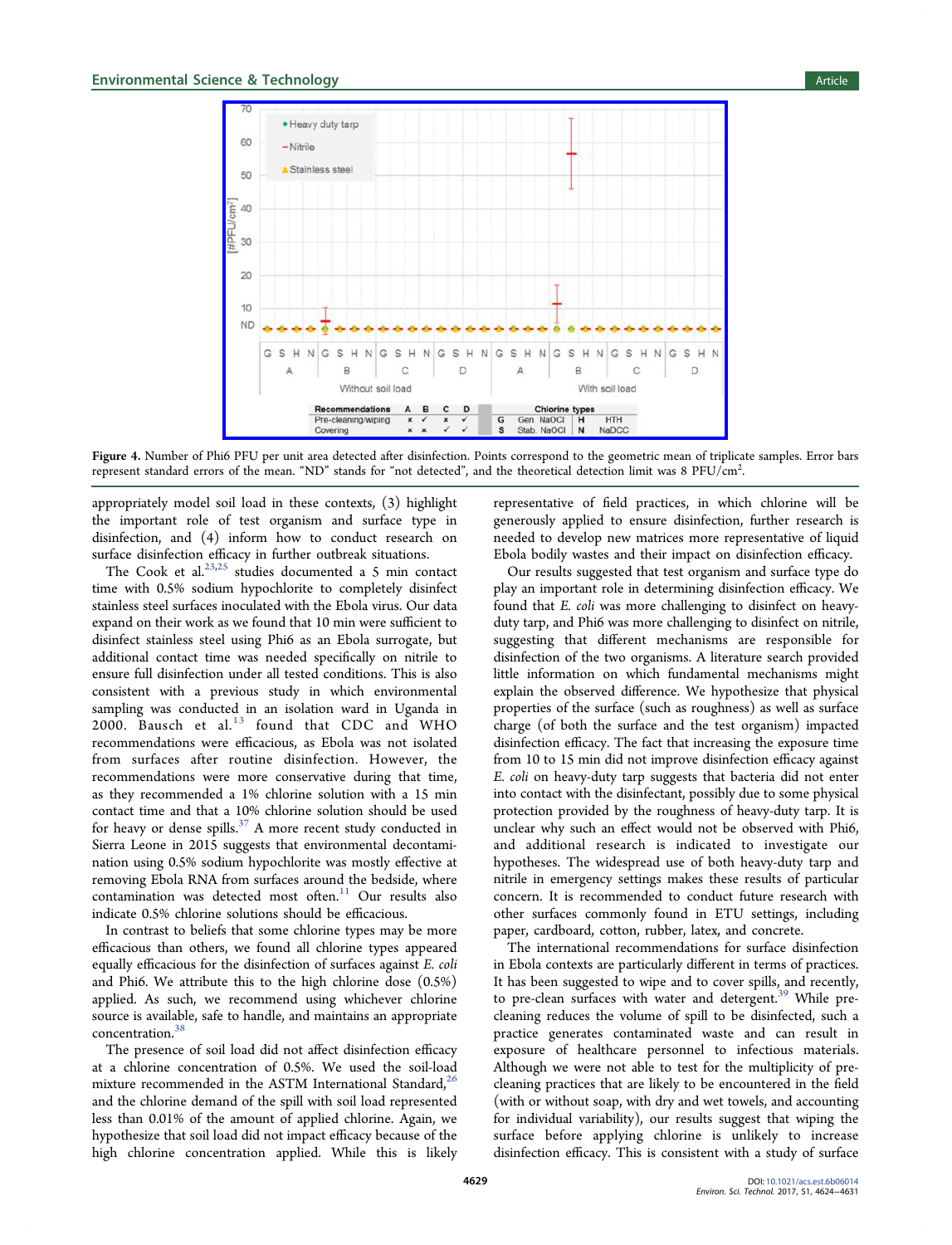Figure 4. Number of Phi6 PFU per unit area detected after disinfection. Points correspond to the geometric mean of triplicate samples. Error bars represent standard errors of the mean. "ND" stands for "not detected", and the theoretical detection limit was 8 PFU/cm$^2$.

appropriately model soil load in these contexts, (3) highlight the important role of test organism and surface type in disinfection, and (4) inform how to conduct research on surface disinfection efficacy in further outbreak situations.

The Cook et al.[23,25] studies documented a 5 min contact time with 0.5% sodium hypochlorite to completely disinfect stainless steel surfaces inoculated with the Ebola virus. Our data expand on their work as we found that 10 min were sufficient to disinfect stainless steel using Phi6 as an Ebola surrogate, but additional contact time was needed specifically on nitrile to ensure full disinfection under all tested conditions. This is also consistent with a previous study in which environmental sampling was conducted in an isolation ward in Uganda in 2000. Bausch et al.[13] found that CDC and WHO recommendations were efficacious, as Ebola was not isolated from surfaces after routine disinfection. However, the recommendations were more conservative during that time, as they recommended a 1% chlorine solution with a 15 min contact time and that a 10% chlorine solution should be used for heavy or dense spills.[37] A more recent study conducted in Sierra Leone in 2015 suggests that environmental decontamination using 0.5% sodium hypochlorite was mostly effective at removing Ebola RNA from surfaces around the bedside, where contamination was detected most often.[11] Our results also indicate 0.5% chlorine solutions should be efficacious.

In contrast to beliefs that some chlorine types may be more efficacious than others, we found all chlorine types appeared equally efficacious for the disinfection of surfaces against *E. coli* and Phi6. We attribute this to the high chlorine dose (0.5%) applied. As such, we recommend using whichever chlorine source is available, safe to handle, and maintains an appropriate concentration.[38]

The presence of soil load did not affect disinfection efficacy at a chlorine concentration of 0.5%. We used the soil-load mixture recommended in the ASTM International Standard,[26] and the chlorine demand of the spill with soil load represented less than 0.01% of the amount of applied chlorine. Again, we hypothesize that soil load did not impact efficacy because of the high chlorine concentration applied. While this is likely representative of field practices, in which chlorine will be generously applied to ensure disinfection, further research is needed to develop new matrices more representative of liquid Ebola bodily wastes and their impact on disinfection efficacy.

Our results suggested that test organism and surface type do play an important role in determining disinfection efficacy. We found that *E. coli* was more challenging to disinfect on heavy-duty tarp, and Phi6 was more challenging to disinfect on nitrile, suggesting that different mechanisms are responsible for disinfection of the two organisms. A literature search provided little information on which fundamental mechanisms might explain the observed difference. We hypothesize that physical properties of the surface (such as roughness) as well as surface charge (of both the surface and the test organism) impacted disinfection efficacy. The fact that increasing the exposure time from 10 to 15 min did not improve disinfection efficacy against *E. coli* on heavy-duty tarp suggests that bacteria did not enter into contact with the disinfectant, possibly due to some physical protection provided by the roughness of heavy-duty tarp. It is unclear why such an effect would not be observed with Phi6, and additional research is indicated to investigate our hypotheses. The widespread use of both heavy-duty tarp and nitrile in emergency settings makes these results of particular concern. It is recommended to conduct future research with other surfaces commonly found in ETU settings, including paper, cardboard, cotton, rubber, latex, and concrete.

The international recommendations for surface disinfection in Ebola contexts are particularly different in terms of practices. It has been suggested to wipe and to cover spills, and recently, to pre-clean surfaces with water and detergent.[39] While pre-cleaning reduces the volume of spill to be disinfected, such a practice generates contaminated waste and can result in exposure of healthcare personnel to infectious materials. Although we were not able to test for the multiplicity of pre-cleaning practices that are likely to be encountered in the field (with or without soap, with dry and wet towels, and accounting for individual variability), our results suggest that wiping the surface before applying chlorine is unlikely to increase disinfection efficacy. This is consistent with a study of surface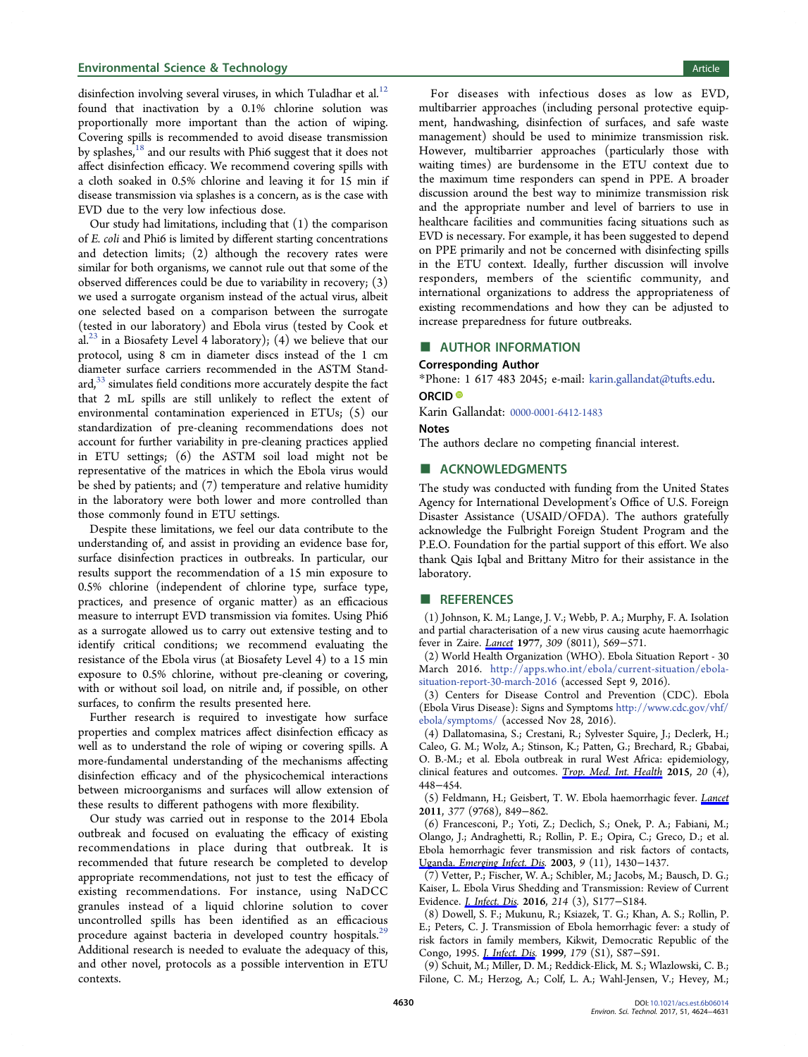disinfection involving several viruses, in which Tuladhar et al.[12] found that inactivation by a 0.1% chlorine solution was proportionally more important than the action of wiping. Covering spills is recommended to avoid disease transmission by splashes,[18] and our results with Phi6 suggest that it does not affect disinfection efficacy. We recommend covering spills with a cloth soaked in 0.5% chlorine and leaving it for 15 min if disease transmission via splashes is a concern, as is the case with EVD due to the very low infectious dose.

Our study had limitations, including that (1) the comparison of *E. coli* and Phi6 is limited by different starting concentrations and detection limits; (2) although the recovery rates were similar for both organisms, we cannot rule out that some of the observed differences could be due to variability in recovery; (3) we used a surrogate organism instead of the actual virus, albeit one selected based on a comparison between the surrogate (tested in our laboratory) and Ebola virus (tested by Cook et al.[23] in a Biosafety Level 4 laboratory); (4) we believe that our protocol, using 8 cm in diameter discs instead of the 1 cm diameter surface carriers recommended in the ASTM Standard,[33] simulates field conditions more accurately despite the fact that 2 mL spills are still unlikely to reflect the extent of environmental contamination experienced in ETUs; (5) our standardization of pre-cleaning recommendations does not account for further variability in pre-cleaning practices applied in ETU settings; (6) the ASTM soil load might not be representative of the matrices in which the Ebola virus would be shed by patients; and (7) temperature and relative humidity in the laboratory were both lower and more controlled than those commonly found in ETU settings.

Despite these limitations, we feel our data contribute to the understanding of, and assist in providing an evidence base for, surface disinfection practices in outbreaks. In particular, our results support the recommendation of a 15 min exposure to 0.5% chlorine (independent of chlorine type, surface type, practices, and presence of organic matter) as an efficacious measure to interrupt EVD transmission via fomites. Using Phi6 as a surrogate allowed us to carry out extensive testing and to identify critical conditions; we recommend evaluating the resistance of the Ebola virus (at Biosafety Level 4) to a 15 min exposure to 0.5% chlorine, without pre-cleaning or covering, with or without soil load, on nitrile and, if possible, on other surfaces, to confirm the results presented here.

Further research is required to investigate how surface properties and complex matrices affect disinfection efficacy as well as to understand the role of wiping or covering spills. A more-fundamental understanding of the mechanisms affecting disinfection efficacy and of the physicochemical interactions between microorganisms and surfaces will allow extension of these results to different pathogens with more flexibility.

Our study was carried out in response to the 2014 Ebola outbreak and focused on evaluating the efficacy of existing recommendations in place during that outbreak. It is recommended that future research be completed to develop appropriate recommendations, not just to test the efficacy of existing recommendations. For instance, using NaDCC granules instead of a liquid chlorine solution to cover uncontrolled spills has been identified as an efficacious procedure against bacteria in developed country hospitals.[29] Additional research is needed to evaluate the adequacy of this, and other novel, protocols as a possible intervention in ETU contexts.

For diseases with infectious doses as low as EVD, multibarrier approaches (including personal protective equipment, handwashing, disinfection of surfaces, and safe waste management) should be used to minimize transmission risk. However, multibarrier approaches (particularly those with waiting times) are burdensome in the ETU context due to the maximum time responders can spend in PPE. A broader discussion around the best way to minimize transmission risk and the appropriate number and level of barriers to use in healthcare facilities and communities facing situations such as EVD is necessary. For example, it has been suggested to depend on PPE primarily and not be concerned with disinfecting spills in the ETU context. Ideally, further discussion will involve responders, members of the scientific community, and international organizations to address the appropriateness of existing recommendations and how they can be adjusted to increase preparedness for future outbreaks.

## AUTHOR INFORMATION

### Corresponding Author

*Phone: 1 617 483 2045; e-mail: karin.gallandat@tufts.edu.

### ORCID

Karin Gallandat: 0000-0001-6412-1483

### Notes

The authors declare no competing financial interest.

## ACKNOWLEDGMENTS

The study was conducted with funding from the United States Agency for International Development's Office of U.S. Foreign Disaster Assistance (USAID/OFDA). The authors gratefully acknowledge the Fulbright Foreign Student Program and the P.E.O. Foundation for the partial support of this effort. We also thank Qais Iqbal and Brittany Mitro for their assistance in the laboratory.

## REFERENCES

(1) Johnson, K. M.; Lange, J. V.; Webb, P. A.; Murphy, F. A. Isolation and partial characterisation of a new virus causing acute haemorrhagic fever in Zaire. *Lancet* **1977**, *309* (8011), 569−571.

(2) World Health Organization (WHO). Ebola Situation Report - 30 March 2016. http://apps.who.int/ebola/current-situation/ebola-situation-report-30-march-2016 (accessed Sept 9, 2016).

(3) Centers for Disease Control and Prevention (CDC). Ebola (Ebola Virus Disease): Signs and Symptoms http://www.cdc.gov/vhf/ebola/symptoms/ (accessed Nov 28, 2016).

(4) Dallatomasina, S.; Crestani, R.; Sylvester Squire, J.; Declerk, H.; Caleo, G. M.; Wolz, A.; Stinson, K.; Patten, G.; Brechard, R.; Gbabai, O. B.-M.; et al. Ebola outbreak in rural West Africa: epidemiology, clinical features and outcomes. *Trop. Med. Int. Health* **2015**, *20* (4), 448−454.

(5) Feldmann, H.; Geisbert, T. W. Ebola haemorrhagic fever. *Lancet* **2011**, *377* (9768), 849−862.

(6) Francesconi, P.; Yoti, Z.; Declich, S.; Onek, P. A.; Fabiani, M.; Olango, J.; Andraghetti, R.; Rollin, P. E.; Opira, C.; Greco, D.; et al. Ebola hemorrhagic fever transmission and risk factors of contacts, Uganda. *Emerging Infect. Dis.* **2003**, *9* (11), 1430−1437.

(7) Vetter, P.; Fischer, W. A.; Schibler, M.; Jacobs, M.; Bausch, D. G.; Kaiser, L. Ebola Virus Shedding and Transmission: Review of Current Evidence. *J. Infect. Dis.* **2016**, *214* (3), S177−S184.

(8) Dowell, S. F.; Mukunu, R.; Ksiazek, T. G.; Khan, A. S.; Rollin, P. E.; Peters, C. J. Transmission of Ebola hemorrhagic fever: a study of risk factors in family members, Kikwit, Democratic Republic of the Congo, 1995. *J. Infect. Dis.* **1999**, *179* (S1), S87−S91.

(9) Schuit, M.; Miller, D. M.; Reddick-Elick, M. S.; Wlazlowski, C. B.; Filone, C. M.; Herzog, A.; Colf, L. A.; Wahl-Jensen, V.; Hevey, M.;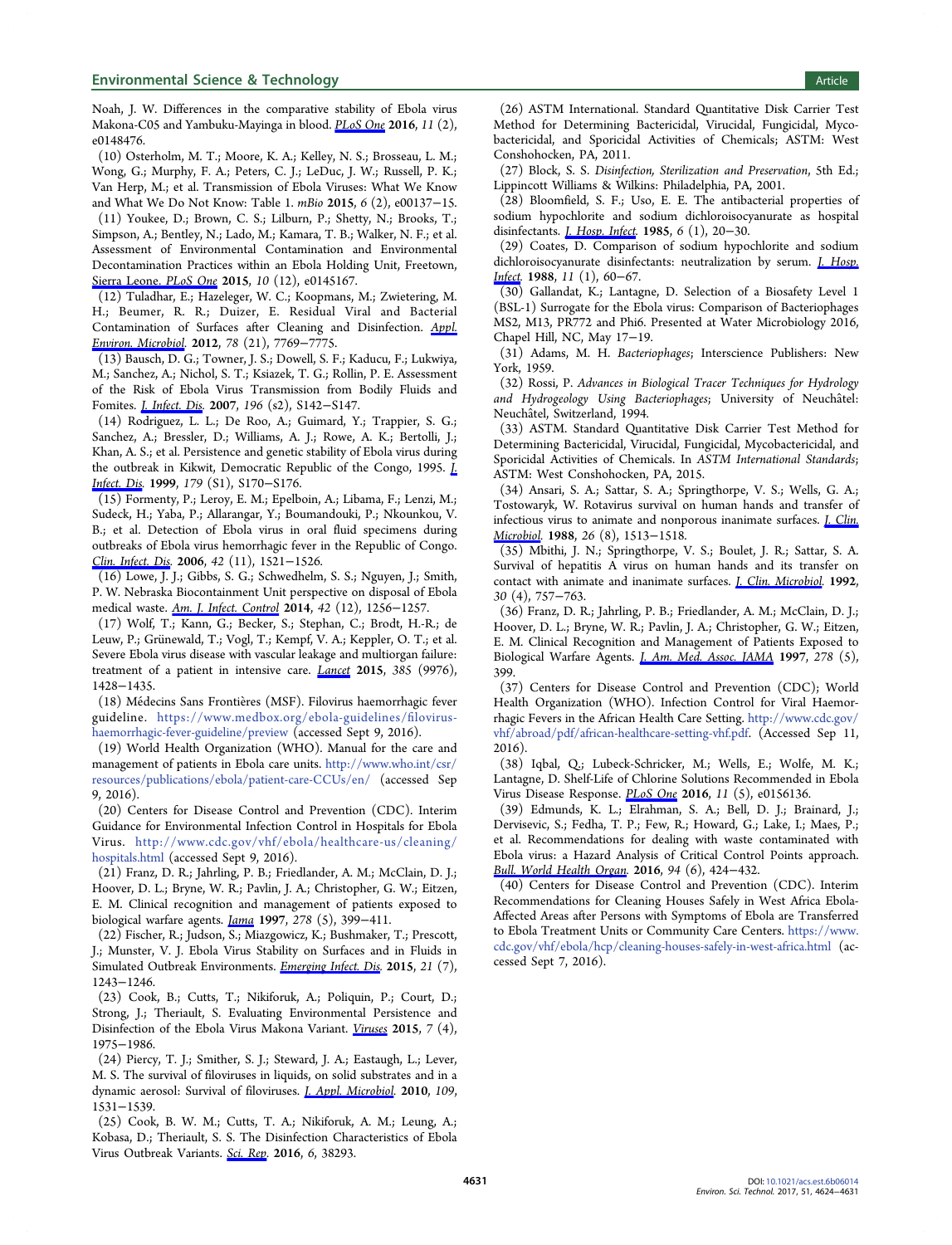Noah, J. W. Differences in the comparative stability of Ebola virus Makona-C05 and Yambuku-Mayinga in blood. *PLoS One* **2016**, *11* (2), e0148476.

(10) Osterholm, M. T.; Moore, K. A.; Kelley, N. S.; Brosseau, L. M.; Wong, G.; Murphy, F. A.; Peters, C. J.; LeDuc, J. W.; Russell, P. K.; Van Herp, M.; et al. Transmission of Ebola Viruses: What We Know and What We Do Not Know: Table 1. *mBio* **2015**, *6* (2), e00137−15.

(11) Youkee, D.; Brown, C. S.; Lilburn, P.; Shetty, N.; Brooks, T.; Simpson, A.; Bentley, N.; Lado, M.; Kamara, T. B.; Walker, N. F.; et al. Assessment of Environmental Contamination and Environmental Decontamination Practices within an Ebola Holding Unit, Freetown, Sierra Leone. *PLoS One* **2015**, *10* (12), e0145167.

(12) Tuladhar, E.; Hazeleger, W. C.; Koopmans, M.; Zwietering, M. H.; Beumer, R. R.; Duizer, E. Residual Viral and Bacterial Contamination of Surfaces after Cleaning and Disinfection. *Appl. Environ. Microbiol.* **2012**, *78* (21), 7769−7775.

(13) Bausch, D. G.; Towner, J. S.; Dowell, S. F.; Kaducu, F.; Lukwiya, M.; Sanchez, A.; Nichol, S. T.; Ksiazek, T. G.; Rollin, P. E. Assessment of the Risk of Ebola Virus Transmission from Bodily Fluids and Fomites. *J. Infect. Dis.* **2007**, *196* (s2), S142−S147.

(14) Rodriguez, L. L.; De Roo, A.; Guimard, Y.; Trappier, S. G.; Sanchez, A.; Bressler, D.; Williams, A. J.; Rowe, A. K.; Bertolli, J.; Khan, A. S.; et al. Persistence and genetic stability of Ebola virus during the outbreak in Kikwit, Democratic Republic of the Congo, 1995. *J. Infect. Dis.* **1999**, *179* (S1), S170−S176.

(15) Formenty, P.; Leroy, E. M.; Epelboin, A.; Libama, F.; Lenzi, M.; Sudeck, H.; Yaba, P.; Allarangar, Y.; Boumandouki, P.; Nkounkou, V. B.; et al. Detection of Ebola virus in oral fluid specimens during outbreaks of Ebola virus hemorrhagic fever in the Republic of Congo. *Clin. Infect. Dis.* **2006**, *42* (11), 1521−1526.

(16) Lowe, J. J.; Gibbs, S. G.; Schwedhelm, S. S.; Nguyen, J.; Smith, P. W. Nebraska Biocontainment Unit perspective on disposal of Ebola medical waste. *Am. J. Infect. Control* **2014**, *42* (12), 1256−1257.

(17) Wolf, T.; Kann, G.; Becker, S.; Stephan, C.; Brodt, H.-R.; de Leuw, P.; Grünewald, T.; Vogl, T.; Kempf, V. A.; Keppler, O. T.; et al. Severe Ebola virus disease with vascular leakage and multiorgan failure: treatment of a patient in intensive care. *Lancet* **2015**, *385* (9976), 1428−1435.

(18) Médecins Sans Frontières (MSF). Filovirus haemorrhagic fever guideline. https://www.medbox.org/ebola-guidelines/filovirus-haemorrhagic-fever-guideline/preview (accessed Sept 9, 2016).

(19) World Health Organization (WHO). Manual for the care and management of patients in Ebola care units. http://www.who.int/csr/resources/publications/ebola/patient-care-CCUs/en/ (accessed Sep 9, 2016).

(20) Centers for Disease Control and Prevention (CDC). Interim Guidance for Environmental Infection Control in Hospitals for Ebola Virus. http://www.cdc.gov/vhf/ebola/healthcare-us/cleaning/hospitals.html (accessed Sept 9, 2016).

(21) Franz, D. R.; Jahrling, P. B.; Friedlander, A. M.; McClain, D. J.; Hoover, D. L.; Bryne, W. R.; Pavlin, J. A.; Christopher, G. W.; Eitzen, E. M. Clinical recognition and management of patients exposed to biological warfare agents. *Jama* **1997**, *278* (5), 399−411.

(22) Fischer, R.; Judson, S.; Miazgowicz, K.; Bushmaker, T.; Prescott, J.; Munster, V. J. Ebola Virus Stability on Surfaces and in Fluids in Simulated Outbreak Environments. *Emerging Infect. Dis.* **2015**, *21* (7), 1243−1246.

(23) Cook, B.; Cutts, T.; Nikiforuk, A.; Poliquin, P.; Court, D.; Strong, J.; Theriault, S. Evaluating Environmental Persistence and Disinfection of the Ebola Virus Makona Variant. *Viruses* **2015**, *7* (4), 1975−1986.

(24) Piercy, T. J.; Smither, S. J.; Steward, J. A.; Eastaugh, L.; Lever, M. S. The survival of filoviruses in liquids, on solid substrates and in a dynamic aerosol: Survival of filoviruses. *J. Appl. Microbiol.* **2010**, *109*, 1531−1539.

(25) Cook, B. W. M.; Cutts, T. A.; Nikiforuk, A. M.; Leung, A.; Kobasa, D.; Theriault, S. S. The Disinfection Characteristics of Ebola Virus Outbreak Variants. *Sci. Rep.* **2016**, *6*, 38293.

(26) ASTM International. Standard Quantitative Disk Carrier Test Method for Determining Bactericidal, Virucidal, Fungicidal, Mycobactericidal, and Sporicidal Activities of Chemicals; ASTM: West Conshohocken, PA, 2011.

(27) Block, S. S. *Disinfection, Sterilization and Preservation*, 5th Ed.; Lippincott Williams & Wilkins: Philadelphia, PA, 2001.

(28) Bloomfield, S. F.; Uso, E. E. The antibacterial properties of sodium hypochlorite and sodium dichloroisocyanurate as hospital disinfectants. *J. Hosp. Infect.* **1985**, *6* (1), 20−30.

(29) Coates, D. Comparison of sodium hypochlorite and sodium dichloroisocyanurate disinfectants: neutralization by serum. *J. Hosp. Infect.* **1988**, *11* (1), 60−67.

(30) Gallandat, K.; Lantagne, D. Selection of a Biosafety Level 1 (BSL-1) Surrogate for the Ebola virus: Comparison of Bacteriophages MS2, M13, PR772 and Phi6. Presented at Water Microbiology 2016, Chapel Hill, NC, May 17−19.

(31) Adams, M. H. *Bacteriophages*; Interscience Publishers: New York, 1959.

(32) Rossi, P. *Advances in Biological Tracer Techniques for Hydrology and Hydrogeology Using Bacteriophages*; University of Neuchâtel: Neuchâtel, Switzerland, 1994.

(33) ASTM. Standard Quantitative Disk Carrier Test Method for Determining Bactericidal, Virucidal, Fungicidal, Mycobactericidal, and Sporicidal Activities of Chemicals. In *ASTM International Standards*; ASTM: West Conshohocken, PA, 2015.

(34) Ansari, S. A.; Sattar, S. A.; Springthorpe, V. S.; Wells, G. A.; Tostowaryk, W. Rotavirus survival on human hands and transfer of infectious virus to animate and nonporous inanimate surfaces. *J. Clin. Microbiol.* **1988**, *26* (8), 1513−1518.

(35) Mbithi, J. N.; Springthorpe, V. S.; Boulet, J. R.; Sattar, S. A. Survival of hepatitis A virus on human hands and its transfer on contact with animate and inanimate surfaces. *J. Clin. Microbiol.* **1992**, *30* (4), 757−763.

(36) Franz, D. R.; Jahrling, P. B.; Friedlander, A. M.; McClain, D. J.; Hoover, D. L.; Bryne, W. R.; Pavlin, J. A.; Christopher, G. W.; Eitzen, E. M. Clinical Recognition and Management of Patients Exposed to Biological Warfare Agents. *J. Am. Med. Assoc. JAMA* **1997**, *278* (5), 399.

(37) Centers for Disease Control and Prevention (CDC); World Health Organization (WHO). Infection Control for Viral Haemorrhagic Fevers in the African Health Care Setting. http://www.cdc.gov/vhf/abroad/pdf/african-healthcare-setting-vhf.pdf. (Accessed Sep 11, 2016).

(38) Iqbal, Q.; Lubeck-Schricker, M.; Wells, E.; Wolfe, M. K.; Lantagne, D. Shelf-Life of Chlorine Solutions Recommended in Ebola Virus Disease Response. *PLoS One* **2016**, *11* (5), e0156136.

(39) Edmunds, K. L.; Elrahman, S. A.; Bell, D. J.; Brainard, J.; Dervisevic, S.; Fedha, T. P.; Few, R.; Howard, G.; Lake, I.; Maes, P.; et al. Recommendations for dealing with waste contaminated with Ebola virus: a Hazard Analysis of Critical Control Points approach. *Bull. World Health Organ.* **2016**, *94* (6), 424−432.

(40) Centers for Disease Control and Prevention (CDC). Interim Recommendations for Cleaning Houses Safely in West Africa Ebola-Affected Areas after Persons with Symptoms of Ebola are Transferred to Ebola Treatment Units or Community Care Centers. https://www.cdc.gov/vhf/ebola/hcp/cleaning-houses-safely-in-west-africa.html (accessed Sept 7, 2016).